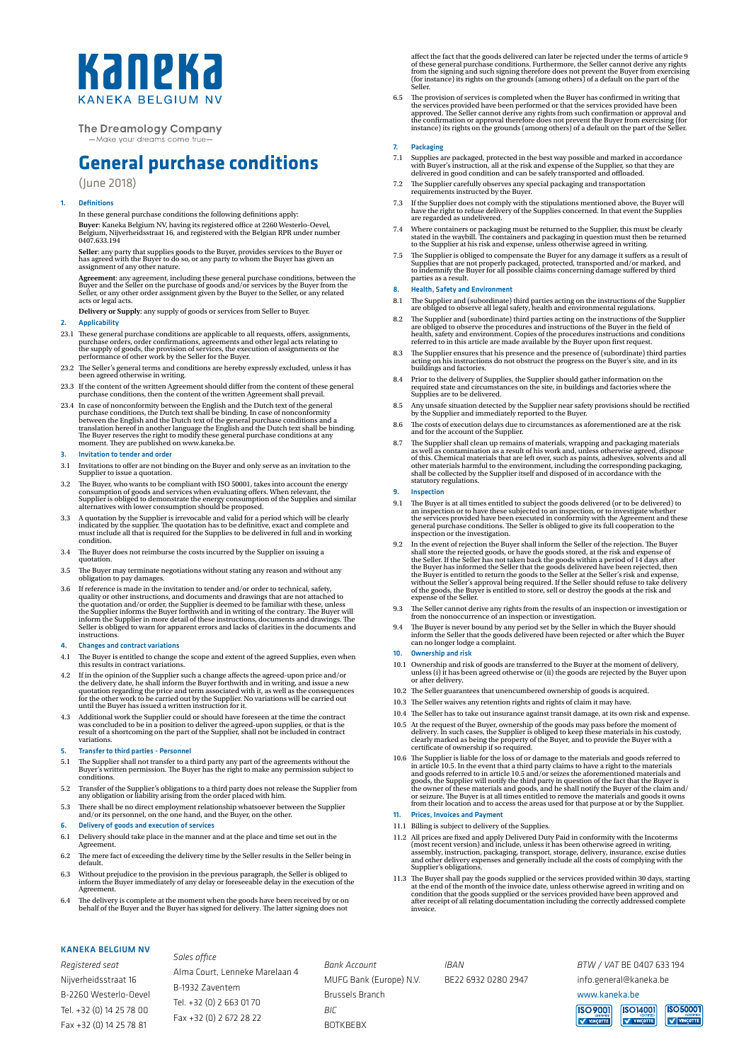# Kaneka

KANEKA BELGIUM NV

The Dreamology Company
—Make your dreams come true—

# General purchase conditions

(June 2018)

## 1. Definitions

In these general purchase conditions the following definitions apply:

**Buyer**: Kaneka Belgium NV, having its registered office at 2260 Westerlo-Oevel, Belgium, Nijverheidsstraat 16, and registered with the Belgian RPR under number 0407.633.194

**Seller**: any party that supplies goods to the Buyer, provides services to the Buyer or has agreed with the Buyer to do so, or any party to whom the Buyer has given an assignment of any other nature.

**Agreement**: any agreement, including these general purchase conditions, between the Buyer and the Seller on the purchase of goods and/or services by the Buyer from the Seller, or any other order assignment given by the Buyer to the Seller, or any related acts or legal acts.

**Delivery or Supply**: any supply of goods or services from Seller to Buyer.

## 2. Applicability

23.1 These general purchase conditions are applicable to all requests, offers, assignments, purchase orders, order confirmations, agreements and other legal acts relating to the supply of goods, the provision of services, the execution of assignments or the performance of other work by the Seller for the Buyer.

23.2 The Seller's general terms and conditions are hereby expressly excluded, unless it has been agreed otherwise in writing.

23.3 If the content of the written Agreement should differ from the content of these general purchase conditions, then the content of the written Agreement shall prevail.

23.4 In case of nonconformity between the English and the Dutch text of the general purchase conditions, the Dutch text shall be binding. In case of nonconformity between the English and the Dutch text of the general purchase conditions and a translation hereof in another language the English and the Dutch text shall be binding. The Buyer reserves the right to modify these general purchase conditions at any moment. They are published on www.kaneka.be.

## 3. Invitation to tender and order

3.1 Invitations to offer are not binding on the Buyer and only serve as an invitation to the Supplier to issue a quotation.

3.2 The Buyer, who wants to be compliant with ISO 50001, takes into account the energy consumption of goods and services when evaluating offers. When relevant, the Supplier is obliged to demonstrate the energy consumption of the Supplies and similar alternatives with lower consumption should be proposed.

3.3 A quotation by the Supplier is irrevocable and valid for a period which will be clearly indicated by the supplier. The quotation has to be definitive, exact and complete and must include all that is required for the Supplies to be delivered in full and in working condition.

3.4 The Buyer does not reimburse the costs incurred by the Supplier on issuing a quotation.

3.5 The Buyer may terminate negotiations without stating any reason and without any obligation to pay damages.

3.6 If reference is made in the invitation to tender and/or order to technical, safety, quality or other instructions, and documents and drawings that are not attached to the quotation and/or order, the Supplier is deemed to be familiar with these, unless the Supplier informs the Buyer forthwith and in writing of the contrary. The Buyer will inform the Supplier in more detail of these instructions, documents and drawings. The Seller is obliged to warn for apparent errors and lacks of clarities in the documents and instructions.

## 4. Changes and contract variations

4.1 The Buyer is entitled to change the scope and extent of the agreed Supplies, even when this results in contract variations.

4.2 If in the opinion of the Supplier such a change affects the agreed-upon price and/or the delivery date, he shall inform the Buyer forthwith and in writing, and issue a new quotation regarding the price and term associated with it, as well as the consequences for the other work to be carried out by the Supplier. No variations will be carried out until the Buyer has issued a written instruction for it.

4.3 Additional work the Supplier could or should have foreseen at the time the contract was concluded to be in a position to deliver the agreed-upon supplies, or that is the result of a shortcoming on the part of the Supplier, shall not be included in contract variations.

## 5. Transfer to third parties - Personnel

5.1 The Supplier shall not transfer to a third party any part of the agreements without the Buyer's written permission. The Buyer has the right to make any permission subject to conditions.

5.2 Transfer of the Supplier's obligations to a third party does not release the Supplier from any obligation or liability arising from the order placed with him.

5.3 There shall be no direct employment relationship whatsoever between the Supplier and/or its personnel, on the one hand, and the Buyer, on the other.

## 6. Delivery of goods and execution of services

6.1 Delivery should take place in the manner and at the place and time set out in the Agreement.

6.2 The mere fact of exceeding the delivery time by the Seller results in the Seller being in default.

6.3 Without prejudice to the provision in the previous paragraph, the Seller is obliged to inform the Buyer immediately of any delay or foreseeable delay in the execution of the Agreement.

6.4 The delivery is complete at the moment when the goods have been received by or on behalf of the Buyer and the Buyer has signed for delivery. The latter signing does not affect the fact that the goods delivered can later be rejected under the terms of article 9 of these general purchase conditions. Furthermore, the Seller cannot derive any rights from the signing and such signing therefore does not prevent the Buyer from exercising (for instance) its rights on the grounds (among others) of a default on the part of the Seller.

6.5 The provision of services is completed when the Buyer has confirmed in writing that the services provided have been performed or that the services provided have been approved. The Seller cannot derive any rights from such confirmation or approval and the confirmation or approval therefore does not prevent the Buyer from exercising (for instance) its rights on the grounds (among others) of a default on the part of the Seller.

## 7. Packaging

7.1 Supplies are packaged, protected in the best way possible and marked in accordance with Buyer's instruction, all at the risk and expense of the Supplier, so that they are delivered in good condition and can be safely transported and offloaded.

7.2 The Supplier carefully observes any special packaging and transportation requirements instructed by the Buyer.

7.3 If the Supplier does not comply with the stipulations mentioned above, the Buyer will have the right to refuse delivery of the Supplies concerned. In that event the Supplies are regarded as undelivered.

7.4 Where containers or packaging must be returned to the Supplier, this must be clearly stated in the waybill. The containers and packaging in question must then be returned to the Supplier at his risk and expense, unless otherwise agreed in writing.

7.5 The Supplier is obliged to compensate the Buyer for any damage it suffers as a result of Supplies that are not properly packaged, protected, transported and/or marked, and to indemnify the Buyer for all possible claims concerning damage suffered by third parties as a result.

## 8. Health, Safety and Environment

8.1 The Supplier and (subordinate) third parties acting on the instructions of the Supplier are obliged to observe all legal safety, health and environmental regulations.

8.2 The Supplier and (subordinate) third parties acting on the instructions of the Supplier are obliged to observe the procedures and instructions of the Buyer in the field of health, safety and environment. Copies of the procedures instructions and conditions referred to in this article are made available by the Buyer upon first request.

8.3 The Supplier ensures that his presence and the presence of (subordinate) third parties acting on his instructions do not obstruct the progress on the Buyer's site, and in its buildings and factories.

8.4 Prior to the delivery of Supplies, the Supplier should gather information on the required state and circumstances on the site, in buildings and factories where the Supplies are to be delivered.

8.5 Any unsafe situation detected by the Supplier near safety provisions should be rectified by the Supplier and immediately reported to the Buyer.

8.6 The costs of execution delays due to circumstances as aforementioned are at the risk and for the account of the Supplier.

8.7 The Supplier shall clean up remains of materials, wrapping and packaging materials as well as contamination as a result of his work and, unless otherwise agreed, dispose of this. Chemical materials that are left over, such as paints, adhesives, solvents and all other materials harmful to the environment, including the corresponding packaging, shall be collected by the Supplier itself and disposed of in accordance with the statutory regulations.

## 9. Inspection

9.1 The Buyer is at all times entitled to subject the goods delivered (or to be delivered) to an inspection or to have these subjected to an inspection, or to investigate whether the services provided have been executed in conformity with the Agreement and these general purchase conditions. The Seller is obliged to give its full cooperation to the inspection or the investigation.

9.2 In the event of rejection the Buyer shall inform the Seller of the rejection. The Buyer shall store the rejected goods, or have the goods stored, at the risk and expense of the Seller. If the Seller has not taken back the goods within a period of 14 days after the Buyer has informed the Seller that the goods delivered have been rejected, then the Buyer is entitled to return the goods to the Seller at the Seller's risk and expense, without the Seller's approval being required. If the Seller should refuse to take delivery of the goods, the Buyer is entitled to store, sell or destroy the goods at the risk and expense of the Seller.

9.3 The Seller cannot derive any rights from the results of an inspection or investigation or from the nonoccurrence of an inspection or investigation.

9.4 The Buyer is never bound by any period set by the Seller in which the Buyer should inform the Seller that the goods delivered have been rejected or after which the Buyer can no longer lodge a complaint.

## 10. Ownership and risk

10.1 Ownership and risk of goods are transferred to the Buyer at the moment of delivery, unless (i) it has been agreed otherwise or (ii) the goods are rejected by the Buyer upon or after delivery.

10.2 The Seller guarantees that unencumbered ownership of goods is acquired.

10.3 The Seller waives any retention rights and rights of claim it may have.

10.4 The Seller has to take out insurance against transit damage, at its own risk and expense.

10.5 At the request of the Buyer, ownership of the goods may pass before the moment of delivery. In such cases, the Supplier is obliged to keep these materials in his custody, clearly marked as being the property of the Buyer, and to provide the Buyer with a certificate of ownership if so required.

10.6 The Supplier is liable for the loss of or damage to the materials and goods referred to in article 10.5. In the event that a third party claims to have a right to the materials and goods referred to in article 10.5 and/or seizes the aforementioned materials and goods, the Supplier will notify the third party in question of the fact that the Buyer is the owner of these materials and goods, and he shall notify the Buyer of the claim and/or seizure. The Buyer is at all times entitled to remove the materials and goods it owns from their location and to access the areas used for that purpose at or by the Supplier.

## 11. Prices, Invoices and Payment

11.1 Billing is subject to delivery of the Supplies.

11.2 All prices are fixed and apply Delivered Duty Paid in conformity with the Incoterms (most recent version) and include, unless it has been otherwise agreed in writing, assembly, instruction, packaging, transport, storage, delivery, insurance, excise duties and other delivery expenses and generally include all the costs of complying with the Supplier's obligations.

11.3 The Buyer shall pay the goods supplied or the services provided within 30 days, starting at the end of the month of the invoice date, unless otherwise agreed in writing and on condition that the goods supplied or the services provided have been approved and after receipt of all relating documentation including the correctly addressed complete invoice.

**KANEKA BELGIUM NV**

*Registered seat*
Nijverheidsstraat 16
B-2260 Westerlo-Oevel
Tel. +32 (0) 14 25 78 00
Fax +32 (0) 14 25 78 81

*Sales office*
Alma Court, Lenneke Marelaan 4
B-1932 Zaventem
Tel. +32 (0) 2 663 01 70
Fax +32 (0) 2 672 28 22

*Bank Account*
MUFG Bank (Europe) N.V.
Brussels Branch
*BIC*
BOTKBEBX

*IBAN*
BE22 6932 0280 2947

*BTW / VAT* BE 0407 633 194
info.general@kaneka.be
www.kaneka.be

ISO 9001 ISO 14001 ISO 50001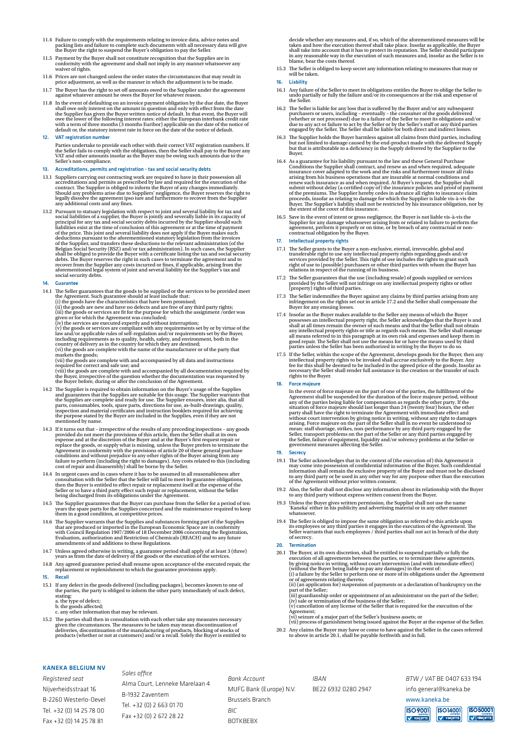11.4 Failure to comply with the requirements relating to invoice data, advice notes and packing lists and failure to complete such documents with all necessary data will give the Buyer the right to suspend the Buyer's obligation to pay the Seller.

11.5 Payment by the Buyer shall not constitute recognition that the Supplies are in conformity with the agreement and shall not imply in any manner whatsoever any waiver of rights.

11.6 Prices are not changed unless the order states the circumstances that may result in price adjustment, as well as the manner in which the adjustment is to be made.

11.7 The Buyer has the right to set off amounts owed to the Supplier under the agreement against whatever amount he owes the Buyer for whatever reason.

11.8 In the event of defaulting on an invoice payment obligation by the due date, the Buyer shall owe only interest on the amount in question and only with effect from the date the Supplier has given the Buyer written notice of default. In that event, the Buyer will owe the lower of the following interest rates: either the European interbank credit rate with a term of three months (3 months Euribor) applicable on the date of the notice of default or, the statutory interest rate in force on the date of the notice of default.

## 12. VAT registration number

Parties undertake to provide each other with their correct VAT registration numbers. If the Seller fails to comply with the obligations, then the Seller shall pay to the Buyer any VAT and other amounts insofar as the Buyer may be owing such amounts due to the Seller's non-compliance.

## 13. Accreditations, permits and registration - tax and social security debts

13.1 Suppliers carrying out contracting work are required to have in their possession all accreditations and permits as prescribed by law and required for the execution of the contract. The Supplier is obliged to inform the Buyer of any changes immediately. Should any problems arise due to Suppliers' negligence, the Buyer reserves the right to legally dissolve the agreement ipso iure and furthermore to recover from the Supplier any additional costs and any fines.

13.2 Pursuant to statuary legislation with respect to joint and several liability for tax and social liabilities of a supplier, the Buyer is jointly and severally liable in its capacity of principal for any tax and social security debts incurred by the Supplier should such liabilities exist at the time of conclusion of this agreement or at the time of payment of the price. This joint and several liability does not apply if the Buyer makes such deductions pursuant to the aforementioned statutory legislation from the invoices of the Supplier, and transfers these deductions to the relevant administration (of the Belgian Social Security (RSZ) and/or tax administration). In such cases, the Supplier shall be obliged to provide the Buyer with a certificate listing the tax and social security debts. The Buyer reserves the right in such cases to terminate the agreement and to recover from the Supplier any costs incurred or fines, if applicable, arising from the aforementioned legal system of joint and several liability for the Supplier's tax and social security debts.

## 14. Guarantee

14.1 The Seller guarantees that the goods to be supplied or the services to be provided meet the Agreement. Such guarantee should at least include that:
(i) the goods have the characteristics that have been promised;
(ii) the goods are new and have no defects and are free of any third party rights;
(iii) the goods or services are fit for the purpose for which the assignment /order was given or for which the Agreement was concluded;
(iv) the services are executed expertly and without interruption;
(v) the goods or services are compliant with any requirements set by or by virtue of the law and/or applicable rules of self-regulation and/or requirements set by the Buyer, including requirements as to quality, health, safety, and environment, both in the country of delivery as in the country for which they are destined;
(vi) the goods are complete with the name of the manufacturer or of the party that markets the goods;
(vii) the goods are complete with and accompanied by all data and instructions required for correct and safe use; and
(viii) the goods are complete with and accompanied by all documentation required by the Buyer, irrespective of the question whether the documentation was requested by the Buyer before, during or after the conclusion of the Agreement.

14.2 The Supplier is required to obtain information on the Buyer's usage of the Supplies and guarantees that the Supplies are suitable for this usage. The Supplier warrants that the Supplies are complete and ready for use. The Supplier ensures, inter alia, that all parts, consumables, tools, spare parts, directions for use, as-built-drawings, quality, inspection and material certificates and instruction booklets required for achieving the purpose stated by the Buyer are included in the Supplies, even if they are not mentioned by name.

14.3 If it turns out that – irrespective of the results of any preceding inspections – any goods provided do not meet the provisions of this article, then the Seller shall at its own expense and at the discretion of the Buyer and at the Buyer's first request repair or replace the goods, or supply what is missing, unless the Buyer prefers to terminate the Agreement in conformity with the provisions of article 20 of these general purchase conditions and without prejudice to any other rights of the Buyer arising from any failure to perform (including the right to damages). Any costs related to this (including cost of repair and disassembly) shall be borne by the Seller.

14.4 In urgent cases and in cases where it has to be assumed in all reasonableness after consultation with the Seller that the Seller will fail to meet its guarantee obligations, then the Buyer is entitled to effect repair or replacement itself at the expense of the Seller or to have a third party effect such repair or replacement, without the Seller being discharged from its obligations under the Agreement.

14.5 The Supplier guarantees that the Buyer can purchase from the Seller for a period of ten years the spare parts for the Supplies concerned and the maintenance required to keep them in a good condition, at competitive prices.

14.6 The Supplier warrants that the Supplies and substances forming part of the Supplies that are produced or imported in the European Economic Space are in conformity with Council Regulation 1907/2006 of 18 December 2006 concerning the Registration, Evaluation, authorization and Restriction of Chemicals (REACH) and to any future amendments of and additions to these Regulations.

14.7 Unless agreed otherwise in writing, a guarantee period shall apply of at least 3 (three) years as from the date of delivery of the goods or the execution of the services.

14.8 Any agreed guarantee period shall resume upon acceptance of the executed repair, the replacement or replenishment to which the guarantee provisions apply.

## 15. Recall

15.1 If any defect in the goods delivered (including packages), becomes known to one of the parties, the party is obliged to inform the other party immediately of such defect, stating:
a. the type of defect;
b. the goods affected;
c. any other information that may be relevant.

15.2 The parties shall then in consultation with each other take any measures necessary given the circumstances. The measures to be taken may mean discontinuation of deliveries, discontinuation of the manufacturing of products, blocking of stocks of products (whether or not at customers) and/or a recall. Solely the Buyer is entitled to decide whether any measures and, if so, which of the aforementioned measures will be taken and how the execution thereof shall take place. Insofar as applicable, the Buyer shall take into account that it has to protect its reputation. The Seller should participate in any reasonable way in the execution of such measures and, insofar as the Seller is to blame, bear the costs thereof.

15.3 The Seller is obliged to keep secret any information relating to measures that may or will be taken.

## 16. Liability

16.1 Any failure of the Seller to meet its obligations entitles the Buyer to oblige the Seller to undo partially or fully the failure and/or its consequences at the risk and expense of the Seller.

16.2 The Seller is liable for any loss that is suffered by the Buyer and/or any subsequent purchasers or users, including – eventually – the consumer of the goods delivered (whether or not processed) due to a failure of the Seller to meet its obligations and/or due to any act or failure to act by the Seller or by the Seller's staff or any third parties engaged by the Seller. The Seller shall be liable for both direct and indirect losses.

16.3 The Supplier holds the Buyer harmless against all claims from third parties, including but not limited to damage caused by the end-product made with the delivered Supply but that is attributable to a deficiency in the Supply delivered by the Supplier to the Buyer.

16.4 As a guarantee for his liability pursuant to the law and these General Purchase Conditions the Supplier shall contract, and renew as and when required, adequate insurance cover adapted to the work and the risks and furthermore insure all risks arising from his business operations that are insurable at normal conditions and renew such insurance as and when required. At Buyer's request, the Supplier shall submit without delay (a certified copy of) the insurance policies and proof of payment of the premiums. The Supplier hereby cedes in advance all rights to insurance claim proceeds, insofar as relating to damage for which the Supplier is liable vis-à-vis the Buyer. The Supplier's liability shall not be restricted by his insurance obligation, nor by the extent of the cover of this insurance.

16.5 Save in the event of intent or gross negligence, the Buyer is not liable vis-à-vis the Supplier for any damage whatsoever arising from or related to failure to perform the agreement, perform it properly or on time, or by breach of any contractual or non-contractual obligation by the Buyer.

## 17. Intellectual property rights

17.1 The Seller grants to the Buyer a non-exclusive, eternal, irrevocable, global and transferable right to use any intellectual property rights regarding goods and/or services provided by the Seller. This right of use includes the rights to grant such right of use to (possible) purchasers or other third parties with whom the Buyer has relations in respect of the running of its business.

17.2 The Seller guarantees that the use (including resale) of goods supplied or services provided by the Seller will not infringe on any intellectual property rights or other (property) rights of third parties.

17.3 The Seller indemnifies the Buyer against any claims by third parties arising from any infringement on the rights set out in article 17.2 and the Seller shall compensate the Buyer for any ensuing losses.

17.4 Insofar as the Buyer makes available to the Seller any means of which the Buyer possesses an intellectual property right, the Seller acknowledges that the Buyer is and shall at all times remain the owner of such means and that the Seller shall not obtain any intellectual property rights or title as regards such means. The Seller shall manage all means referred to in this paragraph at its own risk and expenses and keep them in good repair. The Seller shall not use the means for or have the means used by third parties unless the Seller has been authorized in writing by the Buyer to do so.

17.5 If the Seller, within the scope of the Agreement, develops goods for the Buyer, then any intellectual property rights to be invoked shall accrue exclusively to the Buyer. Any fee for this shall be deemed to be included in the agreed price of the goods. Insofar as necessary the Seller shall render full assistance in the creation or the transfer of such rights to the Buyer.

## 18. Force majeure

In the event of force majeure on the part of one of the parties, the fulfillment of the Agreement shall be suspended for the duration of the force majeure period, without any of the parties being liable for compensation as regards the other party. If the situation of force majeure should last longer than 24 (twenty four) hours, the other party shall have the right to terminate the Agreement with immediate effect and without court intervention by giving notice in writing, without any right to damages arising. Force majeure on the part of the Seller shall in no event be understood to mean: staff shortage, strikes, non-performance by any third party engaged by the Seller, transport problems on the part of the Seller or any third parties engaged by the Seller, failure of equipment, liquidity and/or solvency problems at the Seller or government measures affecting the Seller.

## 19. Secrecy

19.1 The Seller acknowledges that in the context of (the execution of) this Agreement it may come into possession of confidential information of the Buyer. Such confidential information shall remain the exclusive property of the Buyer and must not be disclosed to any third party or be used in any other way for any purpose other than the execution of the Agreement without prior written consent.

19.2 Also, the Seller shall not disclose any information about its relationship with the Buyer to any third party without express written consent from the Buyer.

19.3 Unless the Buyer gives written permission, the Supplier shall not use the name 'Kaneka' either in his publicity and advertising material or in any other manner whatsoever.

19.4 The Seller is obliged to impose the same obligation as referred to this article upon its employees or any third parties it engages in the execution of the Agreement. The Seller warrants that such employees / third parties shall not act in breach of the duty of secrecy.

## 20. Termination

20.1 The Buyer, at its own discretion, shall be entitled to suspend partially or fully the execution of all agreements between the parties, or to terminate these agreements, by giving notice in writing, without court intervention (and with immediate effect) (without the Buyer being liable to pay any damages) in the event of:
(i) a failure by the Seller to perform one or more of its obligations under the Agreement or of agreements relating thereto;
(ii) (an application for) suspension of payments or a declaration of bankruptcy on the part of the Seller;
(iii) guardianship order or appointment of an administrator on the part of the Seller;
(iv) sale or termination of the business of the Seller;
(v) cancellation of any license of the Seller that is required for the execution of the Agreement;
(vi) seizure of a major part of the Seller's business assets; or
(vii) process of garnishment being issued against the Buyer at the expense of the Seller.

20.2 Any claims the Buyer may have or come to have against the Seller in the cases referred to above in article 20.1, shall be payable forthwith and in full.

**KANEKA BELGIUM NV**

*Registered seat*
Nijverheidsstraat 16
B-2260 Westerlo-Oevel
Tel. +32 (0) 14 25 78 00
Fax +32 (0) 14 25 78 81

*Sales office*
Alma Court, Lenneke Marelaan 4
B-1932 Zaventem
Tel. +32 (0) 2 663 01 70
Fax +32 (0) 2 672 28 22

*Bank Account*
MUFG Bank (Europe) N.V.
Brussels Branch
*BIC*
BOTKBEBX

*IBAN*
BE22 6932 0280 2947

*BTW / VAT* BE 0407 633 194
info.general@kaneka.be
www.kaneka.be

ISO 9001 ISO 14001 ISO 50001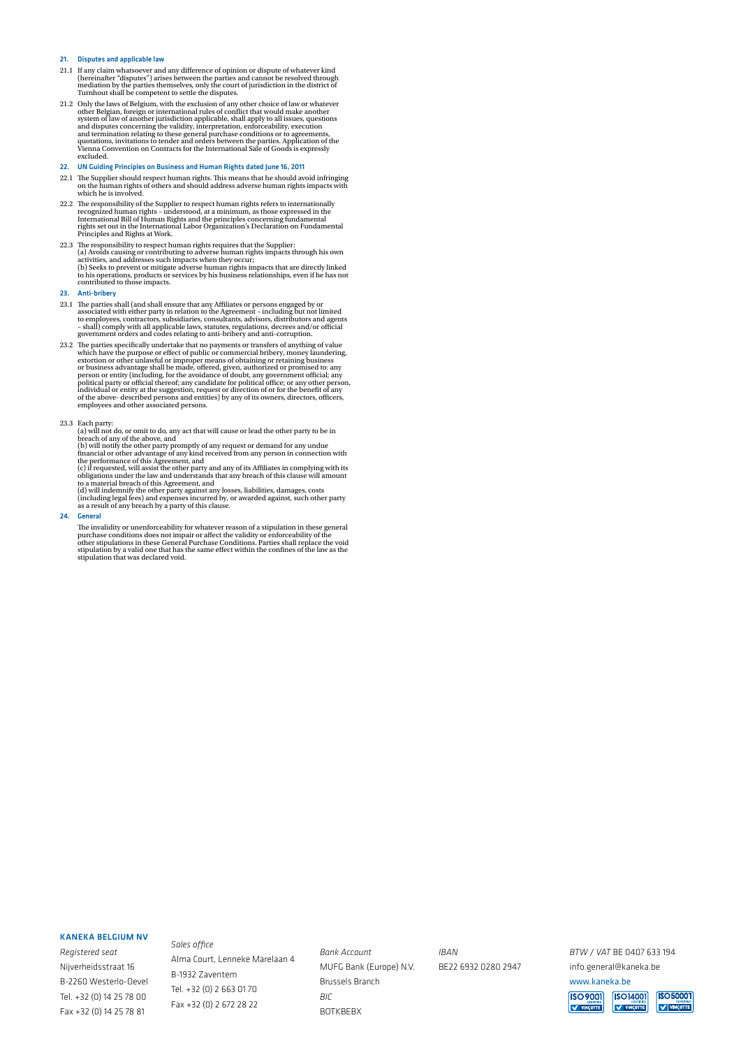## 21. Disputes and applicable law

21.1 If any claim whatsoever and any difference of opinion or dispute of whatever kind (hereinafter "disputes") arises between the parties and cannot be resolved through mediation by the parties themselves, only the court of jurisdiction in the district of Turnhout shall be competent to settle the disputes.

21.2 Only the laws of Belgium, with the exclusion of any other choice of law or whatever other Belgian, foreign or international rules of conflict that would make another system of law of another jurisdiction applicable, shall apply to all issues, questions and disputes concerning the validity, interpretation, enforceability, execution and termination relating to these general purchase conditions or to agreements, quotations, invitations to tender and orders between the parties. Application of the Vienna Convention on Contracts for the International Sale of Goods is expressly excluded.

## 22. UN Guiding Principles on Business and Human Rights dated June 16, 2011

22.1 The Supplier should respect human rights. This means that he should avoid infringing on the human rights of others and should address adverse human rights impacts with which he is involved.

22.2 The responsibility of the Supplier to respect human rights refers to internationally recognized human rights – understood, at a minimum, as those expressed in the International Bill of Human Rights and the principles concerning fundamental rights set out in the International Labor Organization's Declaration on Fundamental Principles and Rights at Work.

22.3 The responsibility to respect human rights requires that the Supplier:
(a) Avoids causing or contributing to adverse human rights impacts through his own activities, and addresses such impacts when they occur;
(b) Seeks to prevent or mitigate adverse human rights impacts that are directly linked to his operations, products or services by his business relationships, even if he has not contributed to those impacts.

## 23. Anti-bribery

23.1 The parties shall (and shall ensure that any Affiliates or persons engaged by or associated with either party in relation to the Agreement – including but not limited to employees, contractors, subsidiaries, consultants, advisors, distributors and agents – shall) comply with all applicable laws, statutes, regulations, decrees and/or official government orders and codes relating to anti-bribery and anti-corruption.

23.2 The parties specifically undertake that no payments or transfers of anything of value which have the purpose or effect of public or commercial bribery, money laundering, extortion or other unlawful or improper means of obtaining or retaining business or business advantage shall be made, offered, given, authorized or promised to: any person or entity (including, for the avoidance of doubt, any government official; any political party or official thereof; any candidate for political office; or any other person, individual or entity at the suggestion, request or direction of or for the benefit of any of the above- described persons and entities) by any of its owners, directors, officers, employees and other associated persons.

23.3 Each party:
(a) will not do, or omit to do, any act that will cause or lead the other party to be in breach of any of the above, and
(b) will notify the other party promptly of any request or demand for any undue financial or other advantage of any kind received from any person in connection with the performance of this Agreement, and
(c) if requested, will assist the other party and any of its Affiliates in complying with its obligations under the law and understands that any breach of this clause will amount to a material breach of this Agreement, and
(d) will indemnify the other party against any losses, liabilities, damages, costs (including legal fees) and expenses incurred by, or awarded against, such other party as a result of any breach by a party of this clause.

## 24. General

The invalidity or unenforceability for whatever reason of a stipulation in these general purchase conditions does not impair or affect the validity or enforceability of the other stipulations in these General Purchase Conditions. Parties shall replace the void stipulation by a valid one that has the same effect within the confines of the law as the stipulation that was declared void.

**KANEKA BELGIUM NV**
*Registered seat*
Nijverheidsstraat 16
B-2260 Westerlo-Oevel
Tel. +32 (0) 14 25 78 00
Fax +32 (0) 14 25 78 81

*Sales office*
Alma Court, Lenneke Marelaan 4
B-1932 Zaventem
Tel. +32 (0) 2 663 01 70
Fax +32 (0) 2 672 28 22

*Bank Account*
MUFG Bank (Europe) N.V.
Brussels Branch
*BIC*
BOTKBEBX

*IBAN*
BE22 6932 0280 2947

*BTW / VAT* BE 0407 633 194
info.general@kaneka.be
www.kaneka.be

ISO 9001 ISO 14001 ISO 50001